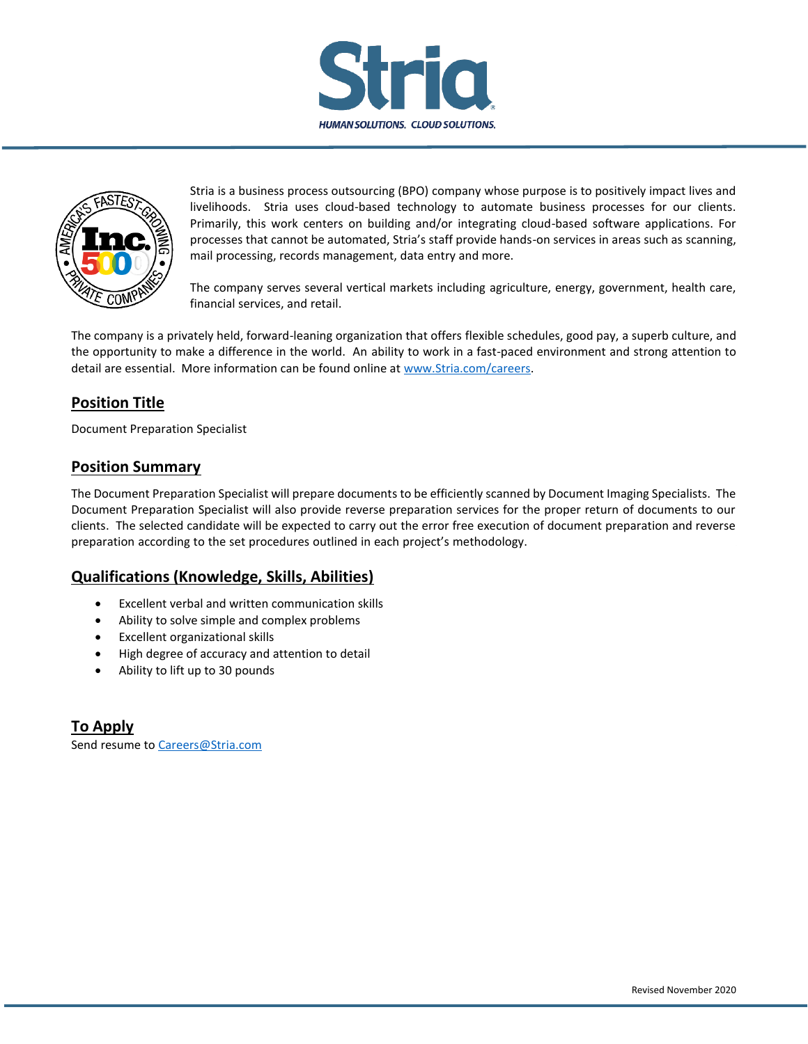# Stria

HUMAN SOLUTIONS. CLOUD SOLUTIONS.

Stria is a business process outsourcing (BPO) company whose purpose is to positively impact lives and livelihoods. Stria uses cloud-based technology to automate business processes for our clients. Primarily, this work centers on building and/or integrating cloud-based software applications. For processes that cannot be automated, Stria's staff provide hands-on services in areas such as scanning, mail processing, records management, data entry and more.

The company serves several vertical markets including agriculture, energy, government, health care, financial services, and retail.

The company is a privately held, forward-leaning organization that offers flexible schedules, good pay, a superb culture, and the opportunity to make a difference in the world. An ability to work in a fast-paced environment and strong attention to detail are essential. More information can be found online at www.Stria.com/careers.

## Position Title

Document Preparation Specialist

## Position Summary

The Document Preparation Specialist will prepare documents to be efficiently scanned by Document Imaging Specialists. The Document Preparation Specialist will also provide reverse preparation services for the proper return of documents to our clients. The selected candidate will be expected to carry out the error free execution of document preparation and reverse preparation according to the set procedures outlined in each project's methodology.

## Qualifications (Knowledge, Skills, Abilities)

- Excellent verbal and written communication skills
- Ability to solve simple and complex problems
- Excellent organizational skills
- High degree of accuracy and attention to detail
- Ability to lift up to 30 pounds

## To Apply

Send resume to Careers@Stria.com

Revised November 2020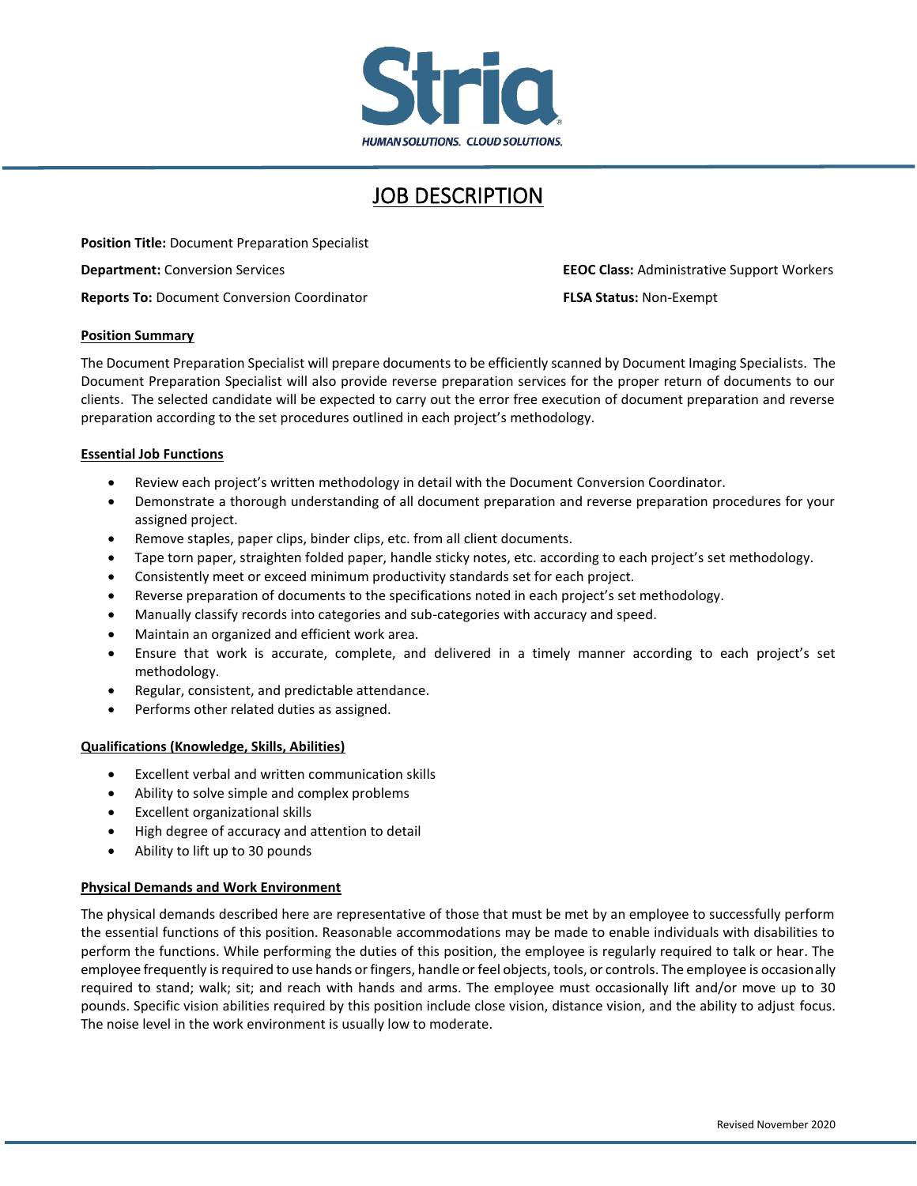Stria

HUMAN SOLUTIONS. CLOUD SOLUTIONS.

# JOB DESCRIPTION

**Position Title:** Document Preparation Specialist

**Department:** Conversion Services

**EEOC Class:** Administrative Support Workers

**Reports To:** Document Conversion Coordinator

**FLSA Status:** Non-Exempt

## Position Summary

The Document Preparation Specialist will prepare documents to be efficiently scanned by Document Imaging Specialists. The Document Preparation Specialist will also provide reverse preparation services for the proper return of documents to our clients. The selected candidate will be expected to carry out the error free execution of document preparation and reverse preparation according to the set procedures outlined in each project's methodology.

## Essential Job Functions

- Review each project's written methodology in detail with the Document Conversion Coordinator.
- Demonstrate a thorough understanding of all document preparation and reverse preparation procedures for your assigned project.
- Remove staples, paper clips, binder clips, etc. from all client documents.
- Tape torn paper, straighten folded paper, handle sticky notes, etc. according to each project's set methodology.
- Consistently meet or exceed minimum productivity standards set for each project.
- Reverse preparation of documents to the specifications noted in each project's set methodology.
- Manually classify records into categories and sub-categories with accuracy and speed.
- Maintain an organized and efficient work area.
- Ensure that work is accurate, complete, and delivered in a timely manner according to each project's set methodology.
- Regular, consistent, and predictable attendance.
- Performs other related duties as assigned.

## Qualifications (Knowledge, Skills, Abilities)

- Excellent verbal and written communication skills
- Ability to solve simple and complex problems
- Excellent organizational skills
- High degree of accuracy and attention to detail
- Ability to lift up to 30 pounds

## Physical Demands and Work Environment

The physical demands described here are representative of those that must be met by an employee to successfully perform the essential functions of this position. Reasonable accommodations may be made to enable individuals with disabilities to perform the functions. While performing the duties of this position, the employee is regularly required to talk or hear. The employee frequently is required to use hands or fingers, handle or feel objects, tools, or controls. The employee is occasionally required to stand; walk; sit; and reach with hands and arms. The employee must occasionally lift and/or move up to 30 pounds. Specific vision abilities required by this position include close vision, distance vision, and the ability to adjust focus. The noise level in the work environment is usually low to moderate.

Revised November 2020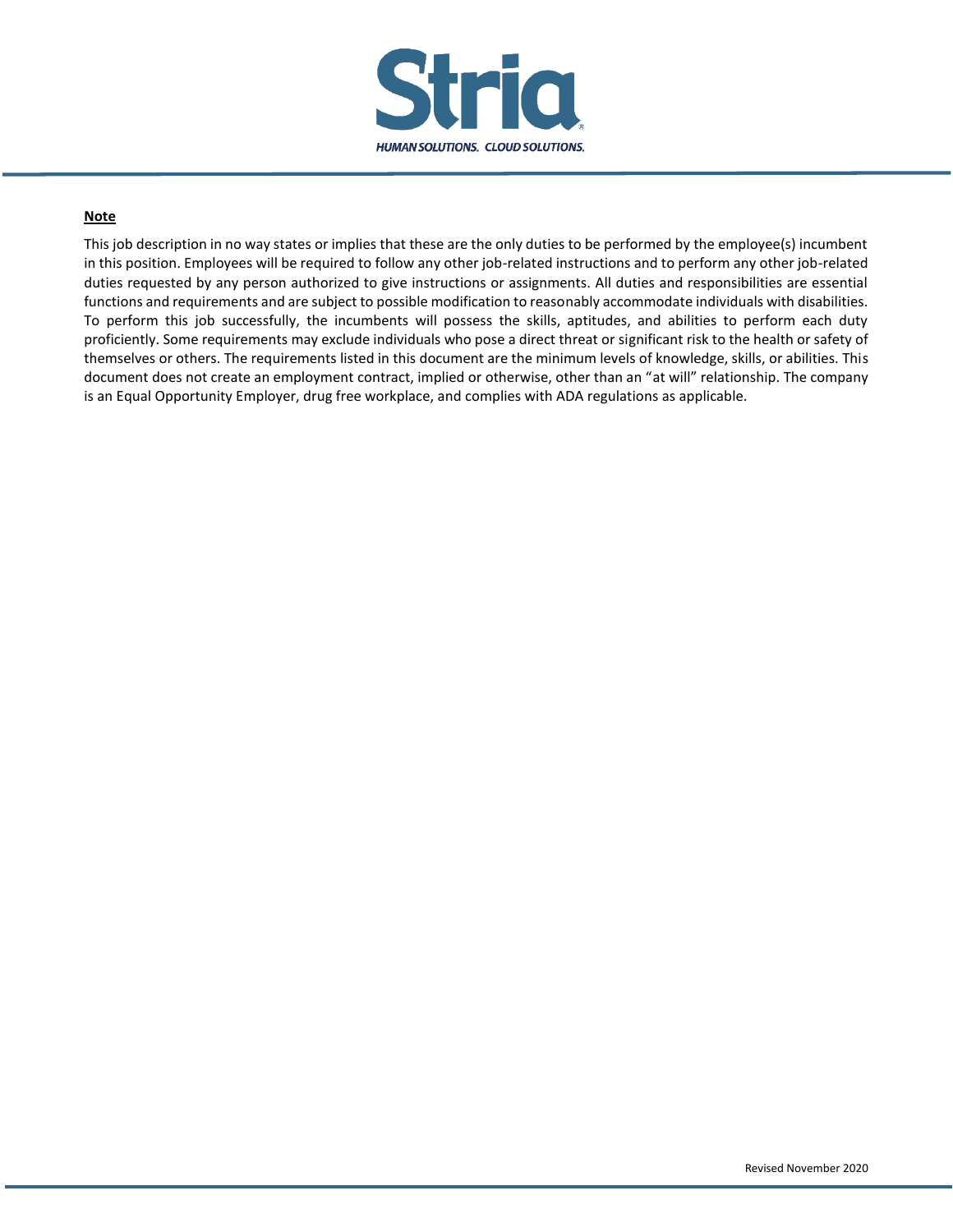**Note**

This job description in no way states or implies that these are the only duties to be performed by the employee(s) incumbent in this position. Employees will be required to follow any other job-related instructions and to perform any other job-related duties requested by any person authorized to give instructions or assignments. All duties and responsibilities are essential functions and requirements and are subject to possible modification to reasonably accommodate individuals with disabilities. To perform this job successfully, the incumbents will possess the skills, aptitudes, and abilities to perform each duty proficiently. Some requirements may exclude individuals who pose a direct threat or significant risk to the health or safety of themselves or others. The requirements listed in this document are the minimum levels of knowledge, skills, or abilities. This document does not create an employment contract, implied or otherwise, other than an "at will" relationship. The company is an Equal Opportunity Employer, drug free workplace, and complies with ADA regulations as applicable.